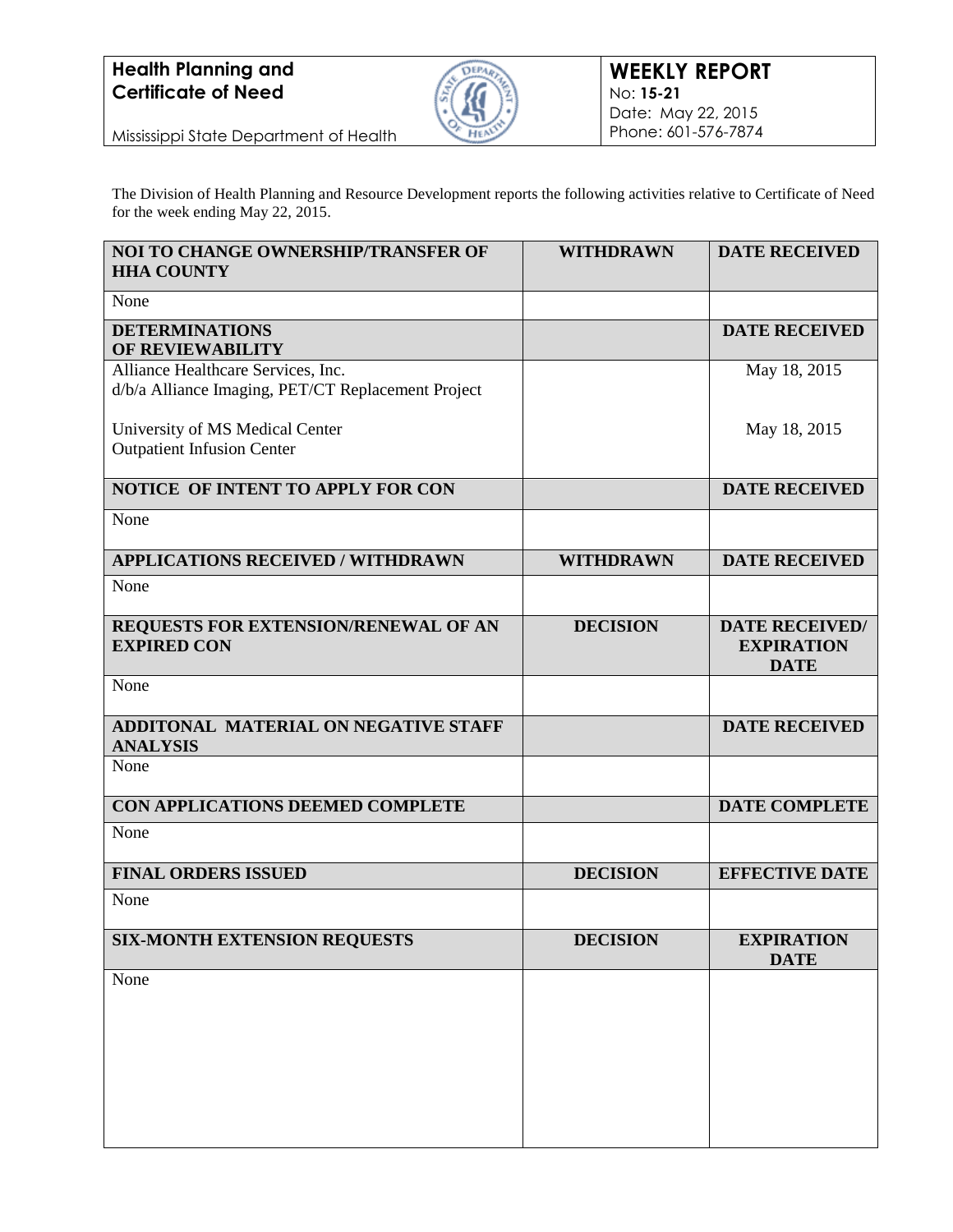**Health Planning and Certificate of Need**

Mississippi State Department of Health

**WEEKLY REPORT**
No: **15-21**
Date: May 22, 2015
Phone: 601-576-7874

The Division of Health Planning and Resource Development reports the following activities relative to Certificate of Need for the week ending May 22, 2015.

| **NOI TO CHANGE OWNERSHIP/TRANSFER OF HHA COUNTY** | **WITHDRAWN** | **DATE RECEIVED** |
|---|---|---|
| None | | |
| **DETERMINATIONS OF REVIEWABILITY** | | **DATE RECEIVED** |
| Alliance Healthcare Services, Inc. d/b/a Alliance Imaging, PET/CT Replacement Project | | May 18, 2015 |
| University of MS Medical Center Outpatient Infusion Center | | May 18, 2015 |
| **NOTICE OF INTENT TO APPLY FOR CON** | | **DATE RECEIVED** |
| None | | |
| **APPLICATIONS RECEIVED / WITHDRAWN** | **WITHDRAWN** | **DATE RECEIVED** |
| None | | |
| **REQUESTS FOR EXTENSION/RENEWAL OF AN EXPIRED CON** | **DECISION** | **DATE RECEIVED/ EXPIRATION DATE** |
| None | | |
| **ADDITONAL MATERIAL ON NEGATIVE STAFF ANALYSIS** | | **DATE RECEIVED** |
| None | | |
| **CON APPLICATIONS DEEMED COMPLETE** | | **DATE COMPLETE** |
| None | | |
| **FINAL ORDERS ISSUED** | **DECISION** | **EFFECTIVE DATE** |
| None | | |
| **SIX-MONTH EXTENSION REQUESTS** | **DECISION** | **EXPIRATION DATE** |
| None | | |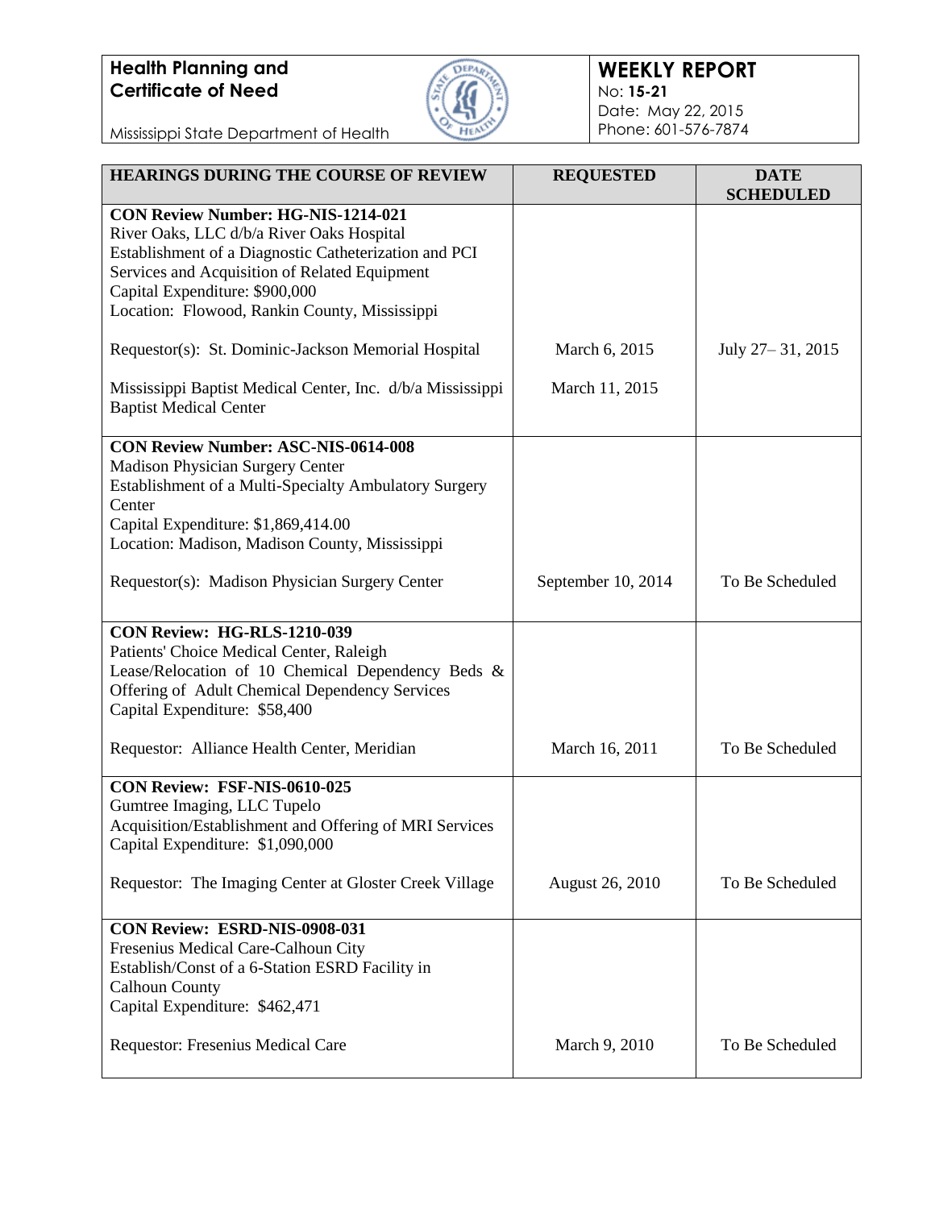**Health Planning and Certificate of Need**

Mississippi State Department of Health

**WEEKLY REPORT**
No: **15-21**
Date: May 22, 2015
Phone: 601-576-7874

| HEARINGS DURING THE COURSE OF REVIEW | REQUESTED | DATE SCHEDULED |
|---|---|---|
| **CON Review Number: HG-NIS-1214-021**<br>River Oaks, LLC d/b/a River Oaks Hospital<br>Establishment of a Diagnostic Catheterization and PCI Services and Acquisition of Related Equipment<br>Capital Expenditure: $900,000<br>Location: Flowood, Rankin County, Mississippi<br><br>Requestor(s): St. Dominic-Jackson Memorial Hospital<br><br>Mississippi Baptist Medical Center, Inc. d/b/a Mississippi Baptist Medical Center | March 6, 2015<br><br>March 11, 2015 | July 27– 31, 2015 |
| **CON Review Number: ASC-NIS-0614-008**<br>Madison Physician Surgery Center<br>Establishment of a Multi-Specialty Ambulatory Surgery Center<br>Capital Expenditure: $1,869,414.00<br>Location: Madison, Madison County, Mississippi<br><br>Requestor(s): Madison Physician Surgery Center | September 10, 2014 | To Be Scheduled |
| **CON Review: HG-RLS-1210-039**<br>Patients' Choice Medical Center, Raleigh<br>Lease/Relocation of 10 Chemical Dependency Beds & Offering of Adult Chemical Dependency Services<br>Capital Expenditure: $58,400<br><br>Requestor: Alliance Health Center, Meridian | March 16, 2011 | To Be Scheduled |
| **CON Review: FSF-NIS-0610-025**<br>Gumtree Imaging, LLC Tupelo<br>Acquisition/Establishment and Offering of MRI Services<br>Capital Expenditure: $1,090,000<br><br>Requestor: The Imaging Center at Gloster Creek Village | August 26, 2010 | To Be Scheduled |
| **CON Review: ESRD-NIS-0908-031**<br>Fresenius Medical Care-Calhoun City<br>Establish/Const of a 6-Station ESRD Facility in Calhoun County<br>Capital Expenditure: $462,471<br><br>Requestor: Fresenius Medical Care | March 9, 2010 | To Be Scheduled |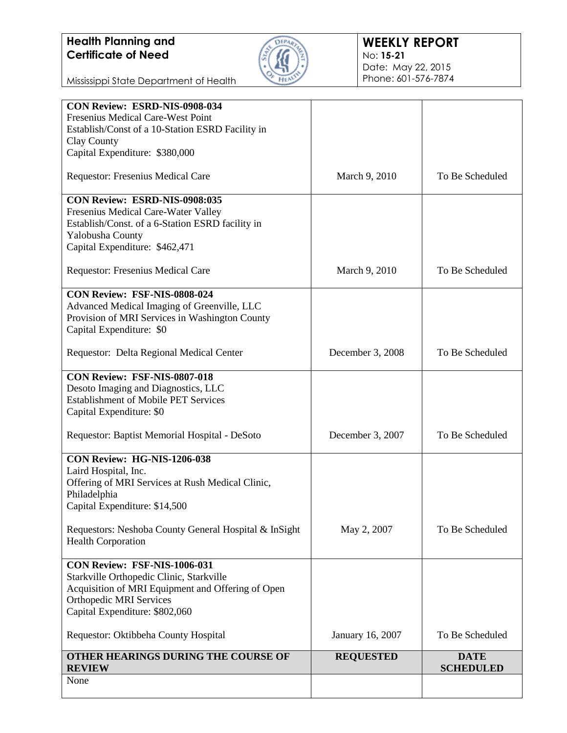**Health Planning and Certificate of Need**

Mississippi State Department of Health

**WEEKLY REPORT**
No: **15-21**
Date: May 22, 2015
Phone: 601-576-7874

| | | |
|---|---|---|
| **CON Review: ESRD-NIS-0908-034**<br>Fresenius Medical Care-West Point<br>Establish/Const of a 10-Station ESRD Facility in Clay County<br>Capital Expenditure: $380,000<br><br>Requestor: Fresenius Medical Care | March 9, 2010 | To Be Scheduled |
| **CON Review: ESRD-NIS-0908:035**<br>Fresenius Medical Care-Water Valley<br>Establish/Const. of a 6-Station ESRD facility in Yalobusha County<br>Capital Expenditure: $462,471<br><br>Requestor: Fresenius Medical Care | March 9, 2010 | To Be Scheduled |
| **CON Review: FSF-NIS-0808-024**<br>Advanced Medical Imaging of Greenville, LLC<br>Provision of MRI Services in Washington County<br>Capital Expenditure: $0<br><br>Requestor: Delta Regional Medical Center | December 3, 2008 | To Be Scheduled |
| **CON Review: FSF-NIS-0807-018**<br>Desoto Imaging and Diagnostics, LLC<br>Establishment of Mobile PET Services<br>Capital Expenditure: $0<br><br>Requestor: Baptist Memorial Hospital - DeSoto | December 3, 2007 | To Be Scheduled |
| **CON Review: HG-NIS-1206-038**<br>Laird Hospital, Inc.<br>Offering of MRI Services at Rush Medical Clinic, Philadelphia<br>Capital Expenditure: $14,500<br><br>Requestors: Neshoba County General Hospital & InSight Health Corporation | May 2, 2007 | To Be Scheduled |
| **CON Review: FSF-NIS-1006-031**<br>Starkville Orthopedic Clinic, Starkville<br>Acquisition of MRI Equipment and Offering of Open Orthopedic MRI Services<br>Capital Expenditure: $802,060<br><br>Requestor: Oktibbeha County Hospital | January 16, 2007 | To Be Scheduled |

| OTHER HEARINGS DURING THE COURSE OF REVIEW | REQUESTED | DATE SCHEDULED |
|---|---|---|
| None | | |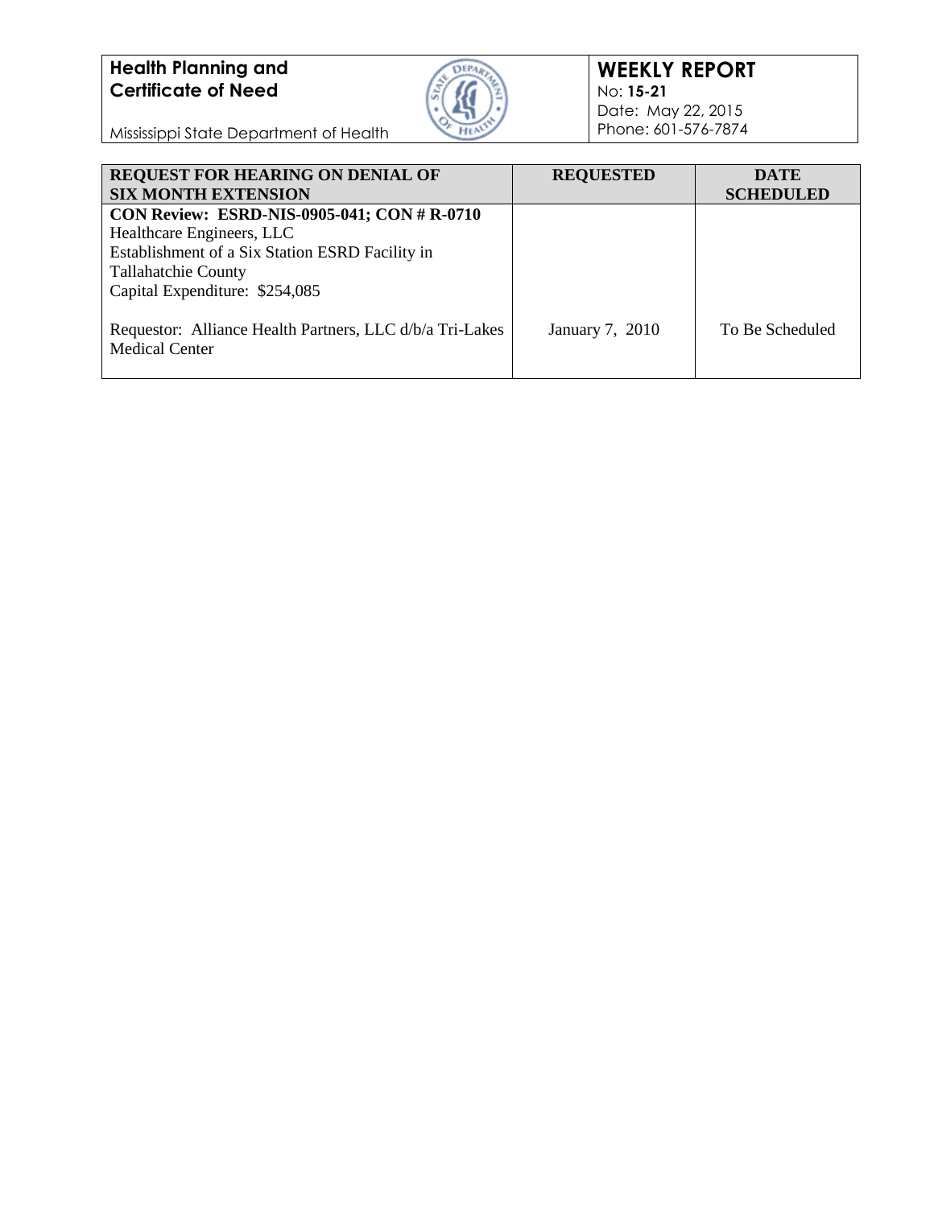| REQUEST FOR HEARING ON DENIAL OF SIX MONTH EXTENSION | REQUESTED | DATE SCHEDULED |
|---|---|---|
| **CON Review: ESRD-NIS-0905-041; CON # R-0710**<br>Healthcare Engineers, LLC<br>Establishment of a Six Station ESRD Facility in Tallahatchie County<br>Capital Expenditure: $254,085<br><br>Requestor: Alliance Health Partners, LLC d/b/a Tri-Lakes Medical Center | January 7, 2010 | To Be Scheduled |